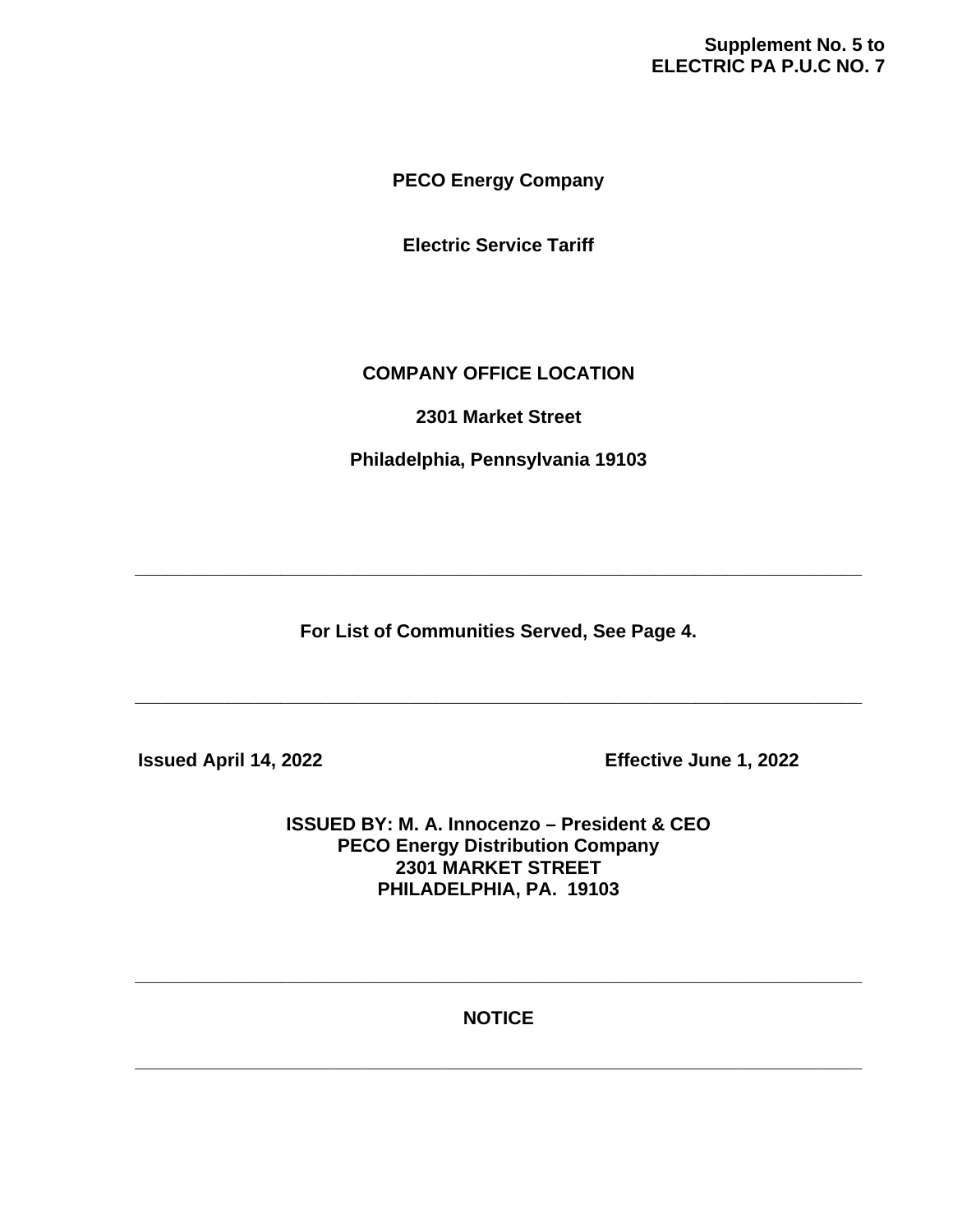**Supplement No. 5 to**
**ELECTRIC PA P.U.C NO. 7**

# PECO Energy Company

## Electric Service Tariff

**COMPANY OFFICE LOCATION**

**2301 Market Street**

**Philadelphia, Pennsylvania 19103**

---

**For List of Communities Served, See Page 4.**

---

**Issued April 14, 2022** **Effective June 1, 2022**

**ISSUED BY: M. A. Innocenzo – President & CEO**
**PECO Energy Distribution Company**
**2301 MARKET STREET**
**PHILADELPHIA, PA. 19103**

---

**NOTICE**

---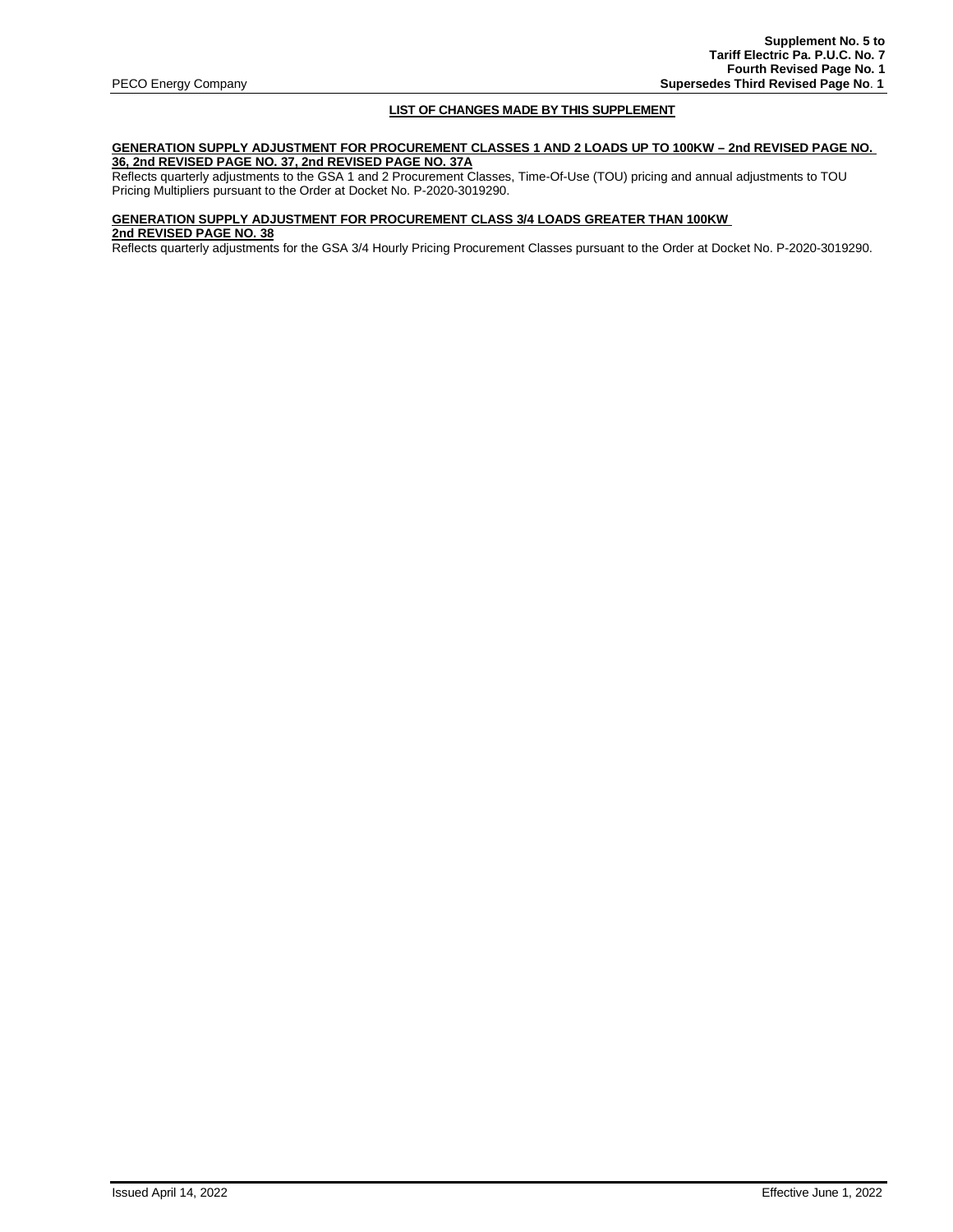## LIST OF CHANGES MADE BY THIS SUPPLEMENT

**GENERATION SUPPLY ADJUSTMENT FOR PROCUREMENT CLASSES 1 AND 2 LOADS UP TO 100KW – 2nd REVISED PAGE NO. 36, 2nd REVISED PAGE NO. 37, 2nd REVISED PAGE NO. 37A**

Reflects quarterly adjustments to the GSA 1 and 2 Procurement Classes, Time-Of-Use (TOU) pricing and annual adjustments to TOU Pricing Multipliers pursuant to the Order at Docket No. P-2020-3019290.

**GENERATION SUPPLY ADJUSTMENT FOR PROCUREMENT CLASS 3/4 LOADS GREATER THAN 100KW 2nd REVISED PAGE NO. 38**

Reflects quarterly adjustments for the GSA 3/4 Hourly Pricing Procurement Classes pursuant to the Order at Docket No. P-2020-3019290.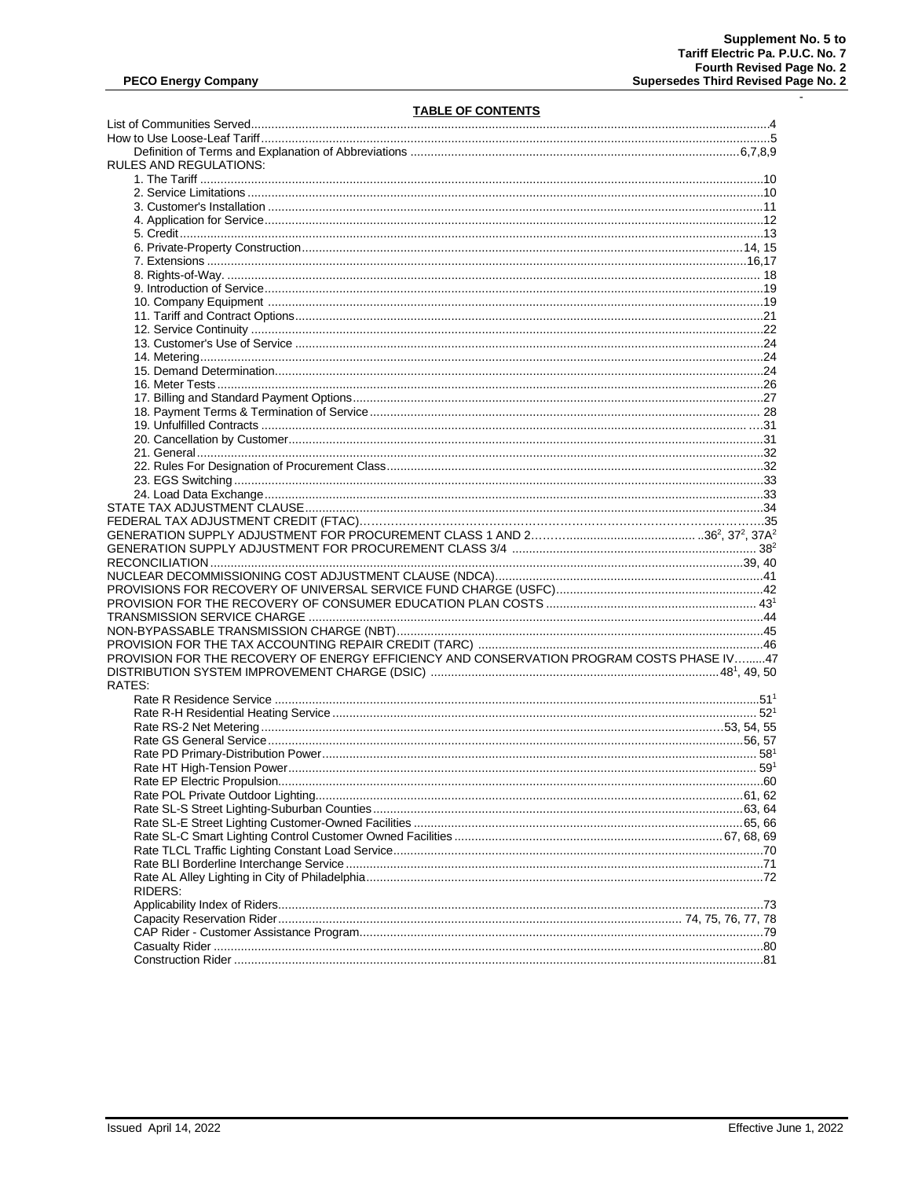**PECO Energy Company**

**Supplement No. 5 to**
**Tariff Electric Pa. P.U.C. No. 7**
**Fourth Revised Page No. 2**
**Supersedes Third Revised Page No. 2**

## TABLE OF CONTENTS

List of Communities Served....4
How to Use Loose-Leaf Tariff....5
Definition of Terms and Explanation of Abbreviations....6,7,8,9

RULES AND REGULATIONS:

1. The Tariff....10
2. Service Limitations....10
3. Customer's Installation....11
4. Application for Service....12
5. Credit....13
6. Private-Property Construction....14, 15
7. Extensions....16,17
8. Rights-of-Way....18
9. Introduction of Service....19
10. Company Equipment....19
11. Tariff and Contract Options....21
12. Service Continuity....22
13. Customer's Use of Service....24
14. Metering....24
15. Demand Determination....24
16. Meter Tests....26
17. Billing and Standard Payment Options....27
18. Payment Terms & Termination of Service....28
19. Unfulfilled Contracts....31
20. Cancellation by Customer....31
21. General....32
22. Rules For Designation of Procurement Class....32
23. EGS Switching....33
24. Load Data Exchange....33

STATE TAX ADJUSTMENT CLAUSE....34
FEDERAL TAX ADJUSTMENT CREDIT (FTAC)....35
GENERATION SUPPLY ADJUSTMENT FOR PROCUREMENT CLASS 1 AND 2....36[2], 37[2], 37A[2]
GENERATION SUPPLY ADJUSTMENT FOR PROCUREMENT CLASS 3/4....38[2]
RECONCILIATION....39, 40
NUCLEAR DECOMMISSIONING COST ADJUSTMENT CLAUSE (NDCA)....41
PROVISIONS FOR RECOVERY OF UNIVERSAL SERVICE FUND CHARGE (USFC)....42
PROVISION FOR THE RECOVERY OF CONSUMER EDUCATION PLAN COSTS....43[1]
TRANSMISSION SERVICE CHARGE....44
NON-BYPASSABLE TRANSMISSION CHARGE (NBT)....45
PROVISION FOR THE TAX ACCOUNTING REPAIR CREDIT (TARC)....46
PROVISION FOR THE RECOVERY OF ENERGY EFFICIENCY AND CONSERVATION PROGRAM COSTS PHASE IV....47
DISTRIBUTION SYSTEM IMPROVEMENT CHARGE (DSIC)....48[1], 49, 50

RATES:

Rate R Residence Service....51[1]
Rate R-H Residential Heating Service....52[1]
Rate RS-2 Net Metering....53, 54, 55
Rate GS General Service....56, 57
Rate PD Primary-Distribution Power....58[1]
Rate HT High-Tension Power....59[1]
Rate EP Electric Propulsion....60
Rate POL Private Outdoor Lighting....61, 62
Rate SL-S Street Lighting-Suburban Counties....63, 64
Rate SL-E Street Lighting Customer-Owned Facilities....65, 66
Rate SL-C Smart Lighting Control Customer Owned Facilities....67, 68, 69
Rate TLCL Traffic Lighting Constant Load Service....70
Rate BLI Borderline Interchange Service....71
Rate AL Alley Lighting in City of Philadelphia....72

RIDERS:

Applicability Index of Riders....73
Capacity Reservation Rider....74, 75, 76, 77, 78
CAP Rider - Customer Assistance Program....79
Casualty Rider....80
Construction Rider....81

Issued April 14, 2022 — Effective June 1, 2022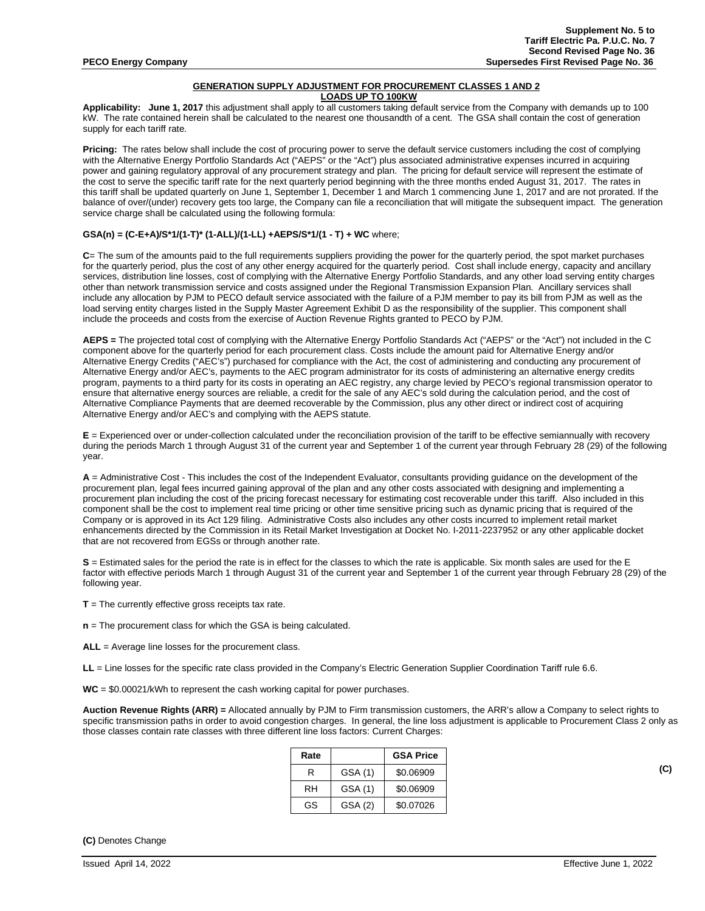Supplement No. 5 to
Tariff Electric Pa. P.U.C. No. 7
Second Revised Page No. 36
Supersedes First Revised Page No. 36

**PECO Energy Company**

## GENERATION SUPPLY ADJUSTMENT FOR PROCUREMENT CLASSES 1 AND 2 LOADS UP TO 100KW

**Applicability: June 1, 2017** this adjustment shall apply to all customers taking default service from the Company with demands up to 100 kW. The rate contained herein shall be calculated to the nearest one thousandth of a cent. The GSA shall contain the cost of generation supply for each tariff rate.

**Pricing:** The rates below shall include the cost of procuring power to serve the default service customers including the cost of complying with the Alternative Energy Portfolio Standards Act ("AEPS" or the "Act") plus associated administrative expenses incurred in acquiring power and gaining regulatory approval of any procurement strategy and plan. The pricing for default service will represent the estimate of the cost to serve the specific tariff rate for the next quarterly period beginning with the three months ended August 31, 2017. The rates in this tariff shall be updated quarterly on June 1, September 1, December 1 and March 1 commencing June 1, 2017 and are not prorated. If the balance of over/(under) recovery gets too large, the Company can file a reconciliation that will mitigate the subsequent impact. The generation service charge shall be calculated using the following formula:

**GSA(n) = (C-E+A)/S*1/(1-T)* (1-ALL)/(1-LL) +AEPS/S*1/(1 - T) + WC** where;

**C**= The sum of the amounts paid to the full requirements suppliers providing the power for the quarterly period, the spot market purchases for the quarterly period, plus the cost of any other energy acquired for the quarterly period. Cost shall include energy, capacity and ancillary services, distribution line losses, cost of complying with the Alternative Energy Portfolio Standards, and any other load serving entity charges other than network transmission service and costs assigned under the Regional Transmission Expansion Plan. Ancillary services shall include any allocation by PJM to PECO default service associated with the failure of a PJM member to pay its bill from PJM as well as the load serving entity charges listed in the Supply Master Agreement Exhibit D as the responsibility of the supplier. This component shall include the proceeds and costs from the exercise of Auction Revenue Rights granted to PECO by PJM.

**AEPS =** The projected total cost of complying with the Alternative Energy Portfolio Standards Act ("AEPS" or the "Act") not included in the C component above for the quarterly period for each procurement class. Costs include the amount paid for Alternative Energy and/or Alternative Energy Credits ("AEC's") purchased for compliance with the Act, the cost of administering and conducting any procurement of Alternative Energy and/or AEC's, payments to the AEC program administrator for its costs of administering an alternative energy credits program, payments to a third party for its costs in operating an AEC registry, any charge levied by PECO's regional transmission operator to ensure that alternative energy sources are reliable, a credit for the sale of any AEC's sold during the calculation period, and the cost of Alternative Compliance Payments that are deemed recoverable by the Commission, plus any other direct or indirect cost of acquiring Alternative Energy and/or AEC's and complying with the AEPS statute.

**E** = Experienced over or under-collection calculated under the reconciliation provision of the tariff to be effective semiannually with recovery during the periods March 1 through August 31 of the current year and September 1 of the current year through February 28 (29) of the following year.

**A** = Administrative Cost - This includes the cost of the Independent Evaluator, consultants providing guidance on the development of the procurement plan, legal fees incurred gaining approval of the plan and any other costs associated with designing and implementing a procurement plan including the cost of the pricing forecast necessary for estimating cost recoverable under this tariff. Also included in this component shall be the cost to implement real time pricing or other time sensitive pricing such as dynamic pricing that is required of the Company or is approved in its Act 129 filing. Administrative Costs also includes any other costs incurred to implement retail market enhancements directed by the Commission in its Retail Market Investigation at Docket No. I-2011-2237952 or any other applicable docket that are not recovered from EGSs or through another rate.

**S** = Estimated sales for the period the rate is in effect for the classes to which the rate is applicable. Six month sales are used for the E factor with effective periods March 1 through August 31 of the current year and September 1 of the current year through February 28 (29) of the following year.

**T** = The currently effective gross receipts tax rate.

**n** = The procurement class for which the GSA is being calculated.

**ALL** = Average line losses for the procurement class.

**LL** = Line losses for the specific rate class provided in the Company's Electric Generation Supplier Coordination Tariff rule 6.6.

**WC** = $0.00021/kWh to represent the cash working capital for power purchases.

**Auction Revenue Rights (ARR) =** Allocated annually by PJM to Firm transmission customers, the ARR's allow a Company to select rights to specific transmission paths in order to avoid congestion charges. In general, the line loss adjustment is applicable to Procurement Class 2 only as those classes contain rate classes with three different line loss factors: Current Charges:

| Rate | | GSA Price |
|---|---|---|
| R | GSA (1) | $0.06909 |
| RH | GSA (1) | $0.06909 |
| GS | GSA (2) | $0.07026 |

(C)

**(C)** Denotes Change

Issued April 14, 2022 Effective June 1, 2022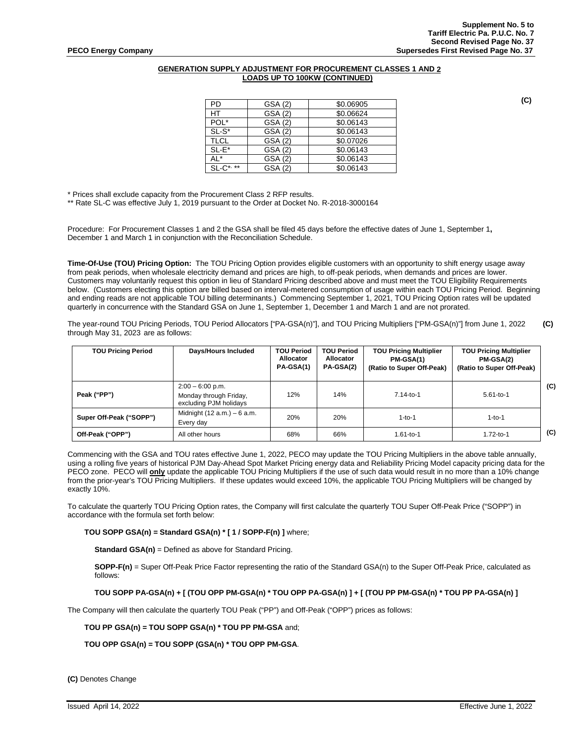Supplement No. 5 to
Tariff Electric Pa. P.U.C. No. 7
Second Revised Page No. 37
Supersedes First Revised Page No. 37

PECO Energy Company

**GENERATION SUPPLY ADJUSTMENT FOR PROCUREMENT CLASSES 1 AND 2 LOADS UP TO 100KW (CONTINUED)**

**(C)**

| PD | GSA (2) | \$0.06905 |
|---|---|---|
| HT | GSA (2) | \$0.06624 |
| POL* | GSA (2) | \$0.06143 |
| SL-S* | GSA (2) | \$0.06143 |
| TLCL | GSA (2) | \$0.07026 |
| SL-E* | GSA (2) | \$0.06143 |
| AL* | GSA (2) | \$0.06143 |
| SL-C*, ** | GSA (2) | \$0.06143 |

\* Prices shall exclude capacity from the Procurement Class 2 RFP results.
\** Rate SL-C was effective July 1, 2019 pursuant to the Order at Docket No. R-2018-3000164

Procedure: For Procurement Classes 1 and 2 the GSA shall be filed 45 days before the effective dates of June 1, September 1**,** December 1 and March 1 in conjunction with the Reconciliation Schedule.

**Time-Of-Use (TOU) Pricing Option:** The TOU Pricing Option provides eligible customers with an opportunity to shift energy usage away from peak periods, when wholesale electricity demand and prices are high, to off-peak periods, when demands and prices are lower. Customers may voluntarily request this option in lieu of Standard Pricing described above and must meet the TOU Eligibility Requirements below. (Customers electing this option are billed based on interval-metered consumption of usage within each TOU Pricing Period. Beginning and ending reads are not applicable TOU billing determinants.) Commencing September 1, 2021, TOU Pricing Option rates will be updated quarterly in concurrence with the Standard GSA on June 1, September 1, December 1 and March 1 and are not prorated.

The year-round TOU Pricing Periods, TOU Period Allocators ["PA-GSA(n)"], and TOU Pricing Multipliers ["PM-GSA(n)"] from June 1, 2022 through May 31, 2023 are as follows: **(C)**

| TOU Pricing Period | Days/Hours Included | TOU Period Allocator PA-GSA(1) | TOU Period Allocator PA-GSA(2) | TOU Pricing Multiplier PM-GSA(1) (Ratio to Super Off-Peak) | TOU Pricing Multiplier PM-GSA(2) (Ratio to Super Off-Peak) |
|---|---|---|---|---|---|
| Peak ("PP") | 2:00 – 6:00 p.m. Monday through Friday, excluding PJM holidays | 12% | 14% | 7.14-to-1 | 5.61-to-1 |
| Super Off-Peak ("SOPP") | Midnight (12 a.m.) – 6 a.m. Every day | 20% | 20% | 1-to-1 | 1-to-1 |
| Off-Peak ("OPP") | All other hours | 68% | 66% | 1.61-to-1 | 1.72-to-1 |

**(C)**

Commencing with the GSA and TOU rates effective June 1, 2022, PECO may update the TOU Pricing Multipliers in the above table annually, using a rolling five years of historical PJM Day-Ahead Spot Market Pricing energy data and Reliability Pricing Model capacity pricing data for the PECO zone. PECO will **only** update the applicable TOU Pricing Multipliers if the use of such data would result in no more than a 10% change from the prior-year's TOU Pricing Multipliers. If these updates would exceed 10%, the applicable TOU Pricing Multipliers will be changed by exactly 10%.

To calculate the quarterly TOU Pricing Option rates, the Company will first calculate the quarterly TOU Super Off-Peak Price ("SOPP") in accordance with the formula set forth below:

**TOU SOPP GSA(n) = Standard GSA(n) * [ 1 / SOPP-F(n) ]** where;

**Standard GSA(n)** = Defined as above for Standard Pricing.

**SOPP-F(n)** = Super Off-Peak Price Factor representing the ratio of the Standard GSA(n) to the Super Off-Peak Price, calculated as follows:

**TOU SOPP PA-GSA(n) + [ (TOU OPP PM-GSA(n) * TOU OPP PA-GSA(n) ] + [ (TOU PP PM-GSA(n) * TOU PP PA-GSA(n) ]**

The Company will then calculate the quarterly TOU Peak ("PP") and Off-Peak ("OPP") prices as follows:

**TOU PP GSA(n) = TOU SOPP GSA(n) * TOU PP PM-GSA** and;

**TOU OPP GSA(n) = TOU SOPP (GSA(n) * TOU OPP PM-GSA**.

**(C)** Denotes Change

Issued April 14, 2022 Effective June 1, 2022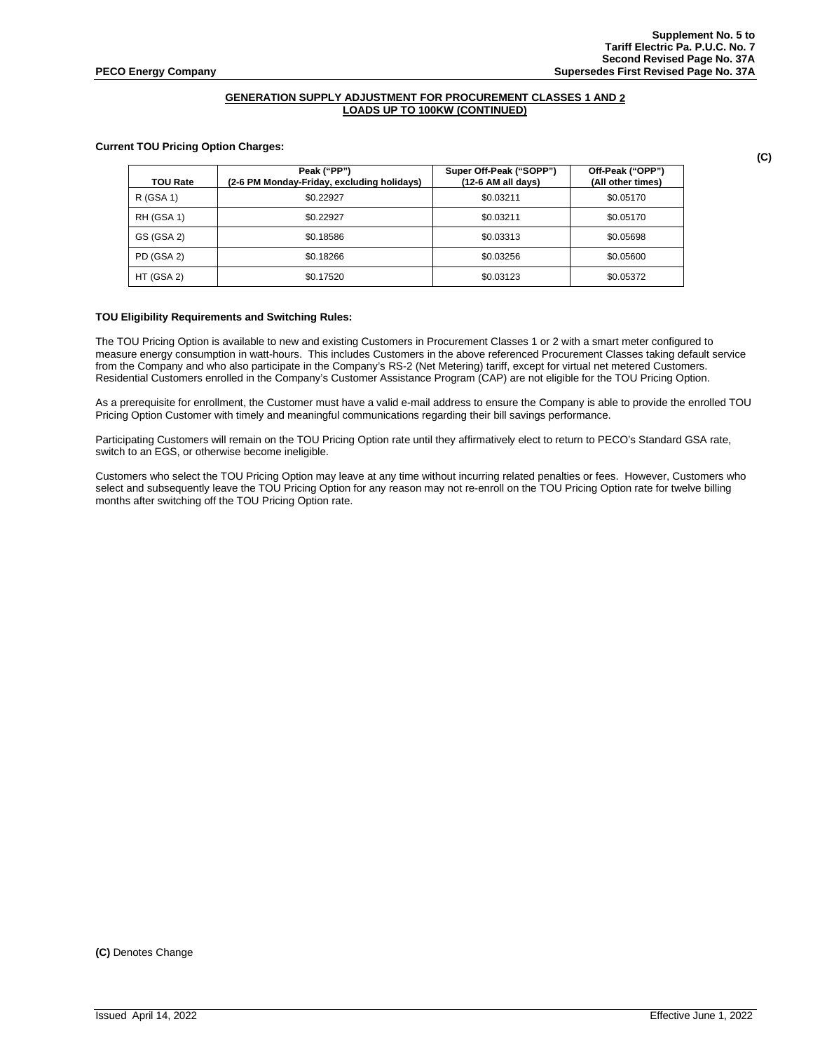Supplement No. 5 to
Tariff Electric Pa. P.U.C. No. 7
Second Revised Page No. 37A
**PECO Energy Company** Supersedes First Revised Page No. 37A

## GENERATION SUPPLY ADJUSTMENT FOR PROCUREMENT CLASSES 1 AND 2 LOADS UP TO 100KW (CONTINUED)

**Current TOU Pricing Option Charges:** **(C)**

| TOU Rate | Peak (“PP”) (2-6 PM Monday-Friday, excluding holidays) | Super Off-Peak (“SOPP”) (12-6 AM all days) | Off-Peak (“OPP”) (All other times) |
|---|---|---|---|
| R (GSA 1) | \$0.22927 | \$0.03211 | \$0.05170 |
| RH (GSA 1) | \$0.22927 | \$0.03211 | \$0.05170 |
| GS (GSA 2) | \$0.18586 | \$0.03313 | \$0.05698 |
| PD (GSA 2) | \$0.18266 | \$0.03256 | \$0.05600 |
| HT (GSA 2) | \$0.17520 | \$0.03123 | \$0.05372 |

**TOU Eligibility Requirements and Switching Rules:**

The TOU Pricing Option is available to new and existing Customers in Procurement Classes 1 or 2 with a smart meter configured to measure energy consumption in watt-hours. This includes Customers in the above referenced Procurement Classes taking default service from the Company and who also participate in the Company’s RS-2 (Net Metering) tariff, except for virtual net metered Customers. Residential Customers enrolled in the Company’s Customer Assistance Program (CAP) are not eligible for the TOU Pricing Option.

As a prerequisite for enrollment, the Customer must have a valid e-mail address to ensure the Company is able to provide the enrolled TOU Pricing Option Customer with timely and meaningful communications regarding their bill savings performance.

Participating Customers will remain on the TOU Pricing Option rate until they affirmatively elect to return to PECO’s Standard GSA rate, switch to an EGS, or otherwise become ineligible.

Customers who select the TOU Pricing Option may leave at any time without incurring related penalties or fees. However, Customers who select and subsequently leave the TOU Pricing Option for any reason may not re-enroll on the TOU Pricing Option rate for twelve billing months after switching off the TOU Pricing Option rate.

**(C)** Denotes Change

Issued April 14, 2022 Effective June 1, 2022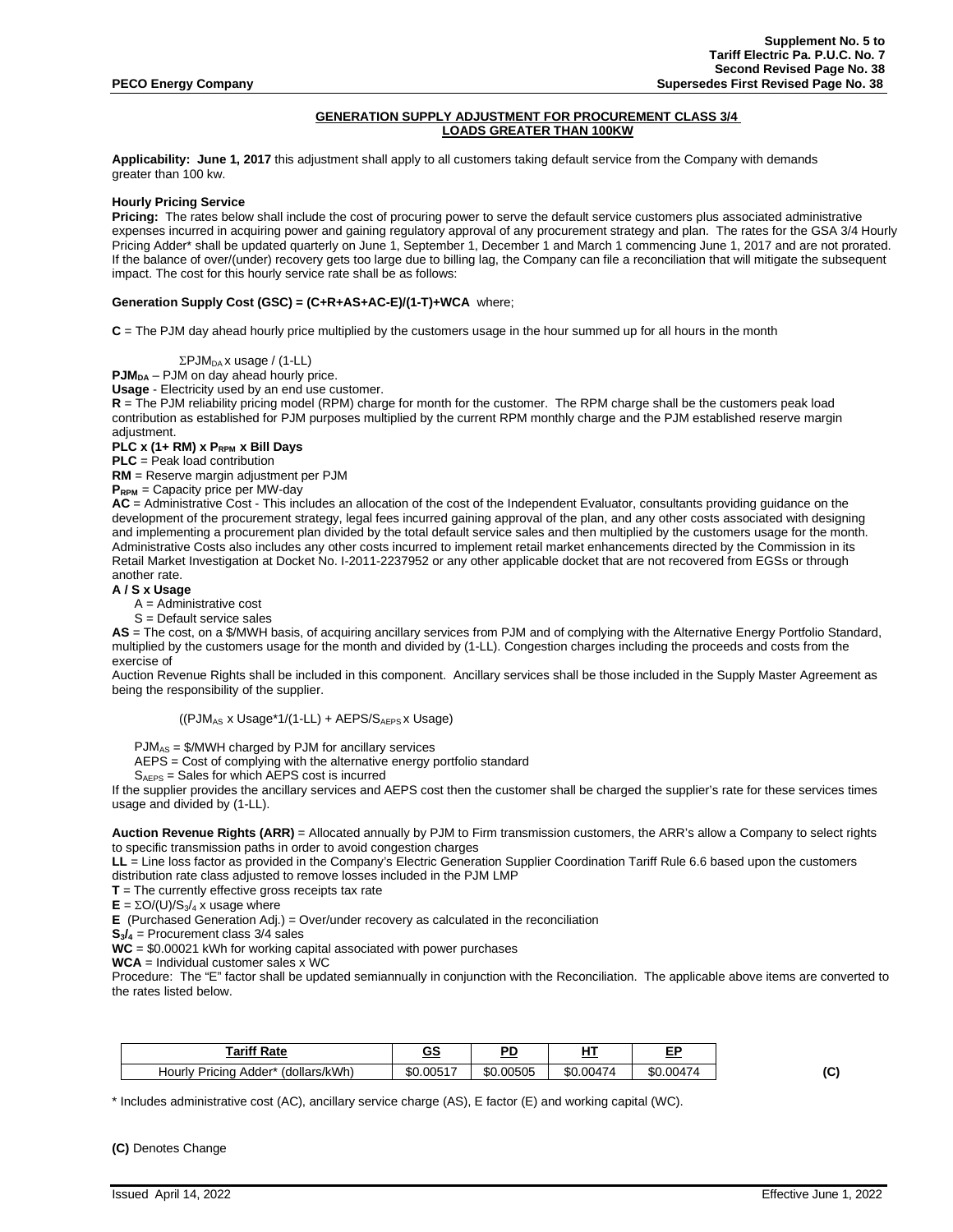Supplement No. 5 to
Tariff Electric Pa. P.U.C. No. 7
Second Revised Page No. 38
Supersedes First Revised Page No. 38

**PECO Energy Company**

## GENERATION SUPPLY ADJUSTMENT FOR PROCUREMENT CLASS 3/4 LOADS GREATER THAN 100KW

**Applicability: June 1, 2017** this adjustment shall apply to all customers taking default service from the Company with demands greater than 100 kw.

**Hourly Pricing Service**

**Pricing:** The rates below shall include the cost of procuring power to serve the default service customers plus associated administrative expenses incurred in acquiring power and gaining regulatory approval of any procurement strategy and plan. The rates for the GSA 3/4 Hourly Pricing Adder* shall be updated quarterly on June 1, September 1, December 1 and March 1 commencing June 1, 2017 and are not prorated. If the balance of over/(under) recovery gets too large due to billing lag, the Company can file a reconciliation that will mitigate the subsequent impact. The cost for this hourly service rate shall be as follows:

**Generation Supply Cost (GSC) = (C+R+AS+AC-E)/(1-T)+WCA** where;

**C** = The PJM day ahead hourly price multiplied by the customers usage in the hour summed up for all hours in the month

$\Sigma PJM_{DA}$ x usage / (1-LL)

$PJM_{DA}$ – PJM on day ahead hourly price.

**Usage** - Electricity used by an end use customer.

**R** = The PJM reliability pricing model (RPM) charge for month for the customer. The RPM charge shall be the customers peak load contribution as established for PJM purposes multiplied by the current RPM monthly charge and the PJM established reserve margin adjustment.

**PLC x (1+ RM) x $P_{RPM}$ x Bill Days**

**PLC** = Peak load contribution

**RM** = Reserve margin adjustment per PJM

$P_{RPM}$ = Capacity price per MW-day

**AC** = Administrative Cost - This includes an allocation of the cost of the Independent Evaluator, consultants providing guidance on the development of the procurement strategy, legal fees incurred gaining approval of the plan, and any other costs associated with designing and implementing a procurement plan divided by the total default service sales and then multiplied by the customers usage for the month. Administrative Costs also includes any other costs incurred to implement retail market enhancements directed by the Commission in its Retail Market Investigation at Docket No. I-2011-2237952 or any other applicable docket that are not recovered from EGSs or through another rate.

**A / S x Usage**

A = Administrative cost

S = Default service sales

**AS** = The cost, on a $/MWH basis, of acquiring ancillary services from PJM and of complying with the Alternative Energy Portfolio Standard, multiplied by the customers usage for the month and divided by (1-LL). Congestion charges including the proceeds and costs from the exercise of
Auction Revenue Rights shall be included in this component. Ancillary services shall be those included in the Supply Master Agreement as being the responsibility of the supplier.

(($PJM_{AS}$ x Usage*1/(1-LL) + AEPS/$S_{AEPS}$ x Usage)

$PJM_{AS}$ = $/MWH charged by PJM for ancillary services

AEPS = Cost of complying with the alternative energy portfolio standard

$S_{AEPS}$ = Sales for which AEPS cost is incurred

If the supplier provides the ancillary services and AEPS cost then the customer shall be charged the supplier's rate for these services times usage and divided by (1-LL).

**Auction Revenue Rights (ARR)** = Allocated annually by PJM to Firm transmission customers, the ARR's allow a Company to select rights to specific transmission paths in order to avoid congestion charges

**LL** = Line loss factor as provided in the Company's Electric Generation Supplier Coordination Tariff Rule 6.6 based upon the customers distribution rate class adjusted to remove losses included in the PJM LMP

**T** = The currently effective gross receipts tax rate

**E** = $\Sigma$O/(U)/$S_3/_4$ x usage where

**E** (Purchased Generation Adj.) = Over/under recovery as calculated in the reconciliation

$S_3/_4$ = Procurement class 3/4 sales

**WC** = $0.00021 kWh for working capital associated with power purchases

**WCA** = Individual customer sales x WC

Procedure: The "E" factor shall be updated semiannually in conjunction with the Reconciliation. The applicable above items are converted to the rates listed below.

| Tariff Rate | GS | PD | HT | EP |
|---|---|---|---|---|
| Hourly Pricing Adder* (dollars/kWh) | $0.00517 | $0.00505 | $0.00474 | $0.00474 |

**(C)**

* Includes administrative cost (AC), ancillary service charge (AS), E factor (E) and working capital (WC).

**(C)** Denotes Change

Issued April 14, 2022 — Effective June 1, 2022